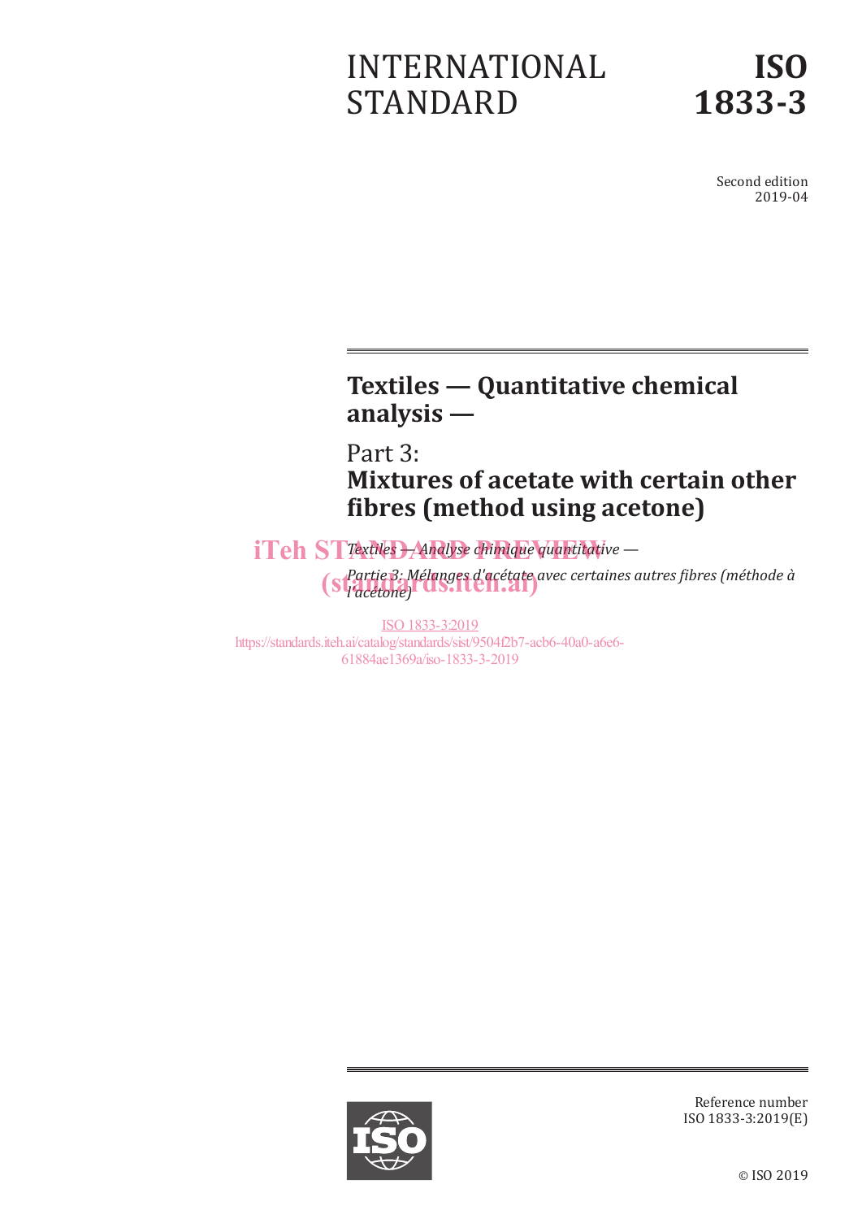# INTERNATIONAL STANDARD

# ISO 1833-3

Second edition
2019-04

## Textiles — Quantitative chemical analysis —

## Part 3:
## Mixtures of acetate with certain other fibres (method using acetone)

*Textiles — Analyse chimique quantitative —*

*Partie 3: Mélanges d'acétate avec certaines autres fibres (méthode à l'acétone)*

iTeh STANDARD PREVIEW
(standards.iteh.ai)

ISO 1833-3:2019
https://standards.iteh.ai/catalog/standards/sist/9504f2b7-acb6-40a0-a6e6-61884ae1369a/iso-1833-3-2019

Reference number
ISO 1833-3:2019(E)

© ISO 2019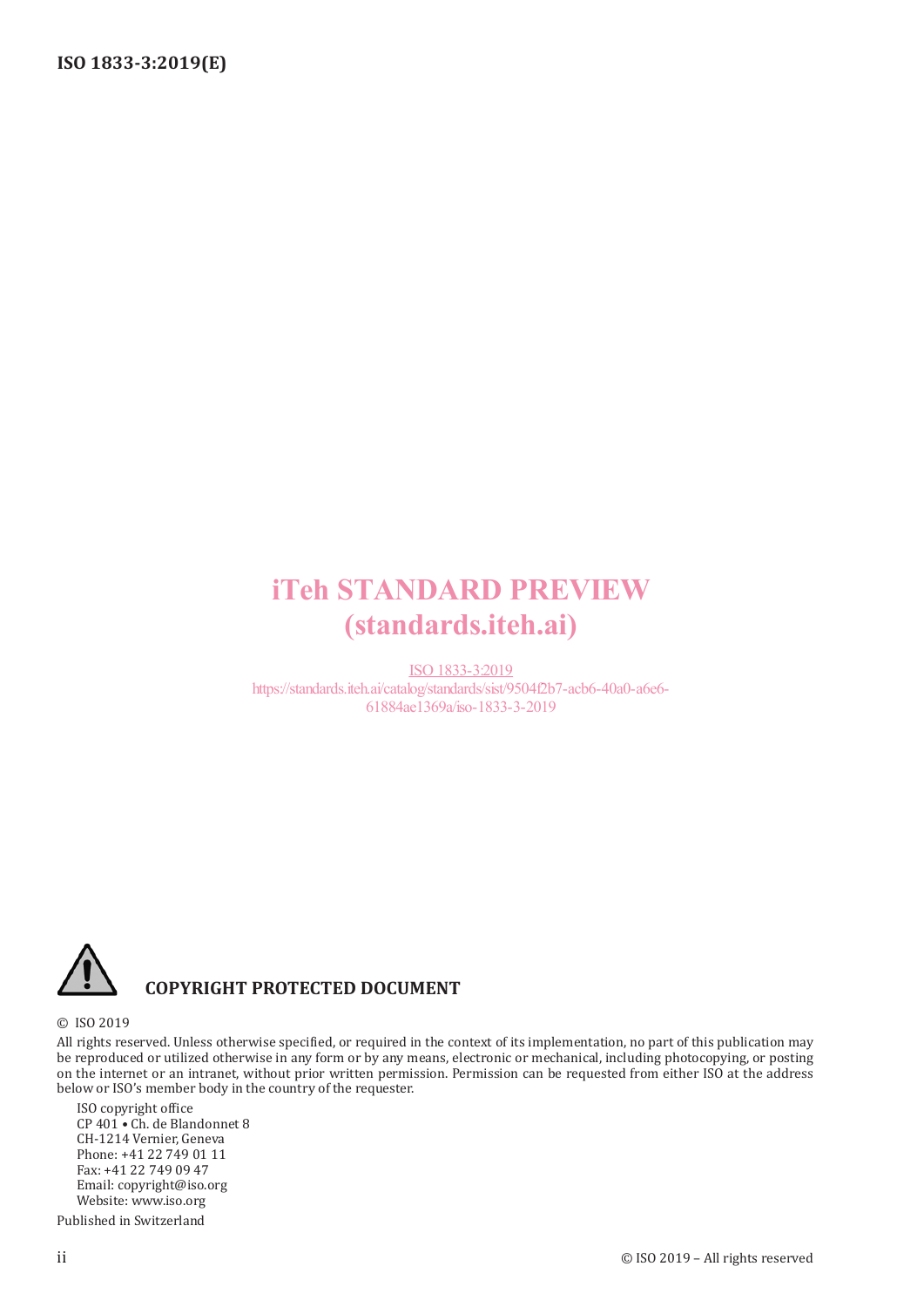iTeh STANDARD PREVIEW
(standards.iteh.ai)

ISO 1833-3:2019
https://standards.iteh.ai/catalog/standards/sist/9504f2b7-acb6-40a0-a6e6-61884ae1369a/iso-1833-3-2019

**COPYRIGHT PROTECTED DOCUMENT**

© ISO 2019

All rights reserved. Unless otherwise specified, or required in the context of its implementation, no part of this publication may be reproduced or utilized otherwise in any form or by any means, electronic or mechanical, including photocopying, or posting on the internet or an intranet, without prior written permission. Permission can be requested from either ISO at the address below or ISO's member body in the country of the requester.

ISO copyright office
CP 401 • Ch. de Blandonnet 8
CH-1214 Vernier, Geneva
Phone: +41 22 749 01 11
Fax: +41 22 749 09 47
Email: copyright@iso.org
Website: www.iso.org

Published in Switzerland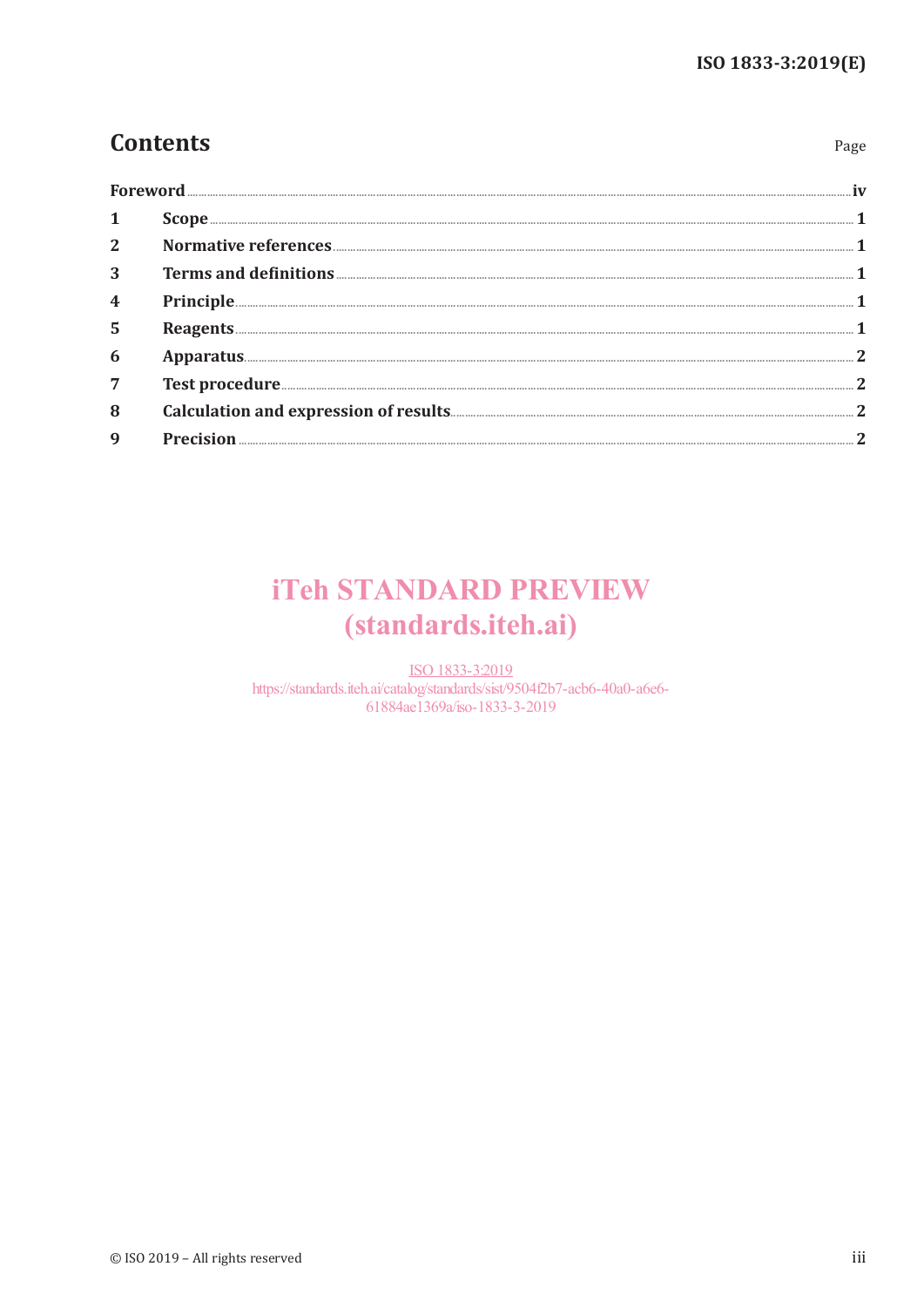# Contents

Page

Foreword ..... iv

1 Scope ..... 1

2 Normative references ..... 1

3 Terms and definitions ..... 1

4 Principle ..... 1

5 Reagents ..... 1

6 Apparatus ..... 2

7 Test procedure ..... 2

8 Calculation and expression of results ..... 2

9 Precision ..... 2

iTeh STANDARD PREVIEW
(standards.iteh.ai)

ISO 1833-3:2019
https://standards.iteh.ai/catalog/standards/sist/9504f2b7-acb6-40a0-a6e6-61884ae1369a/iso-1833-3-2019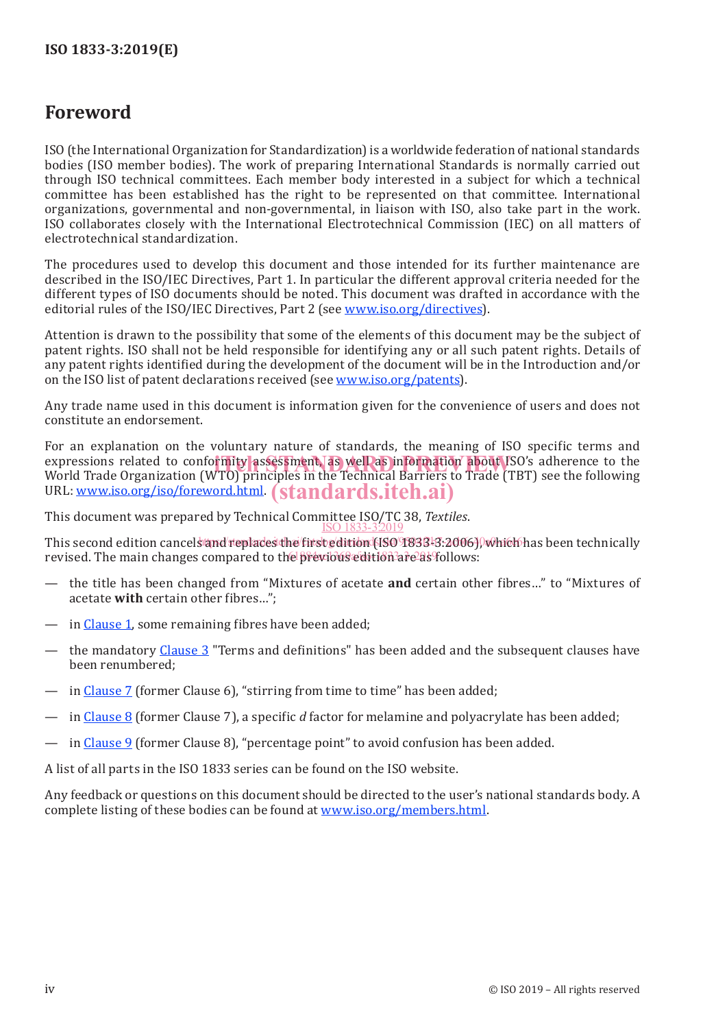# Foreword

ISO (the International Organization for Standardization) is a worldwide federation of national standards bodies (ISO member bodies). The work of preparing International Standards is normally carried out through ISO technical committees. Each member body interested in a subject for which a technical committee has been established has the right to be represented on that committee. International organizations, governmental and non-governmental, in liaison with ISO, also take part in the work. ISO collaborates closely with the International Electrotechnical Commission (IEC) on all matters of electrotechnical standardization.

The procedures used to develop this document and those intended for its further maintenance are described in the ISO/IEC Directives, Part 1. In particular the different approval criteria needed for the different types of ISO documents should be noted. This document was drafted in accordance with the editorial rules of the ISO/IEC Directives, Part 2 (see www.iso.org/directives).

Attention is drawn to the possibility that some of the elements of this document may be the subject of patent rights. ISO shall not be held responsible for identifying any or all such patent rights. Details of any patent rights identified during the development of the document will be in the Introduction and/or on the ISO list of patent declarations received (see www.iso.org/patents).

Any trade name used in this document is information given for the convenience of users and does not constitute an endorsement.

For an explanation on the voluntary nature of standards, the meaning of ISO specific terms and expressions related to conformity assessment, as well as information about ISO's adherence to the World Trade Organization (WTO) principles in the Technical Barriers to Trade (TBT) see the following URL: www.iso.org/iso/foreword.html.

This document was prepared by Technical Committee ISO/TC 38, *Textiles*.

This second edition cancels and replaces the first edition (ISO 1833-3:2006), which has been technically revised. The main changes compared to the previous edition are as follows:

— the title has been changed from "Mixtures of acetate **and** certain other fibres…" to "Mixtures of acetate **with** certain other fibres…";

— in Clause 1, some remaining fibres have been added;

— the mandatory Clause 3 "Terms and definitions" has been added and the subsequent clauses have been renumbered;

— in Clause 7 (former Clause 6), "stirring from time to time" has been added;

— in Clause 8 (former Clause 7), a specific *d* factor for melamine and polyacrylate has been added;

— in Clause 9 (former Clause 8), "percentage point" to avoid confusion has been added.

A list of all parts in the ISO 1833 series can be found on the ISO website.

Any feedback or questions on this document should be directed to the user's national standards body. A complete listing of these bodies can be found at www.iso.org/members.html.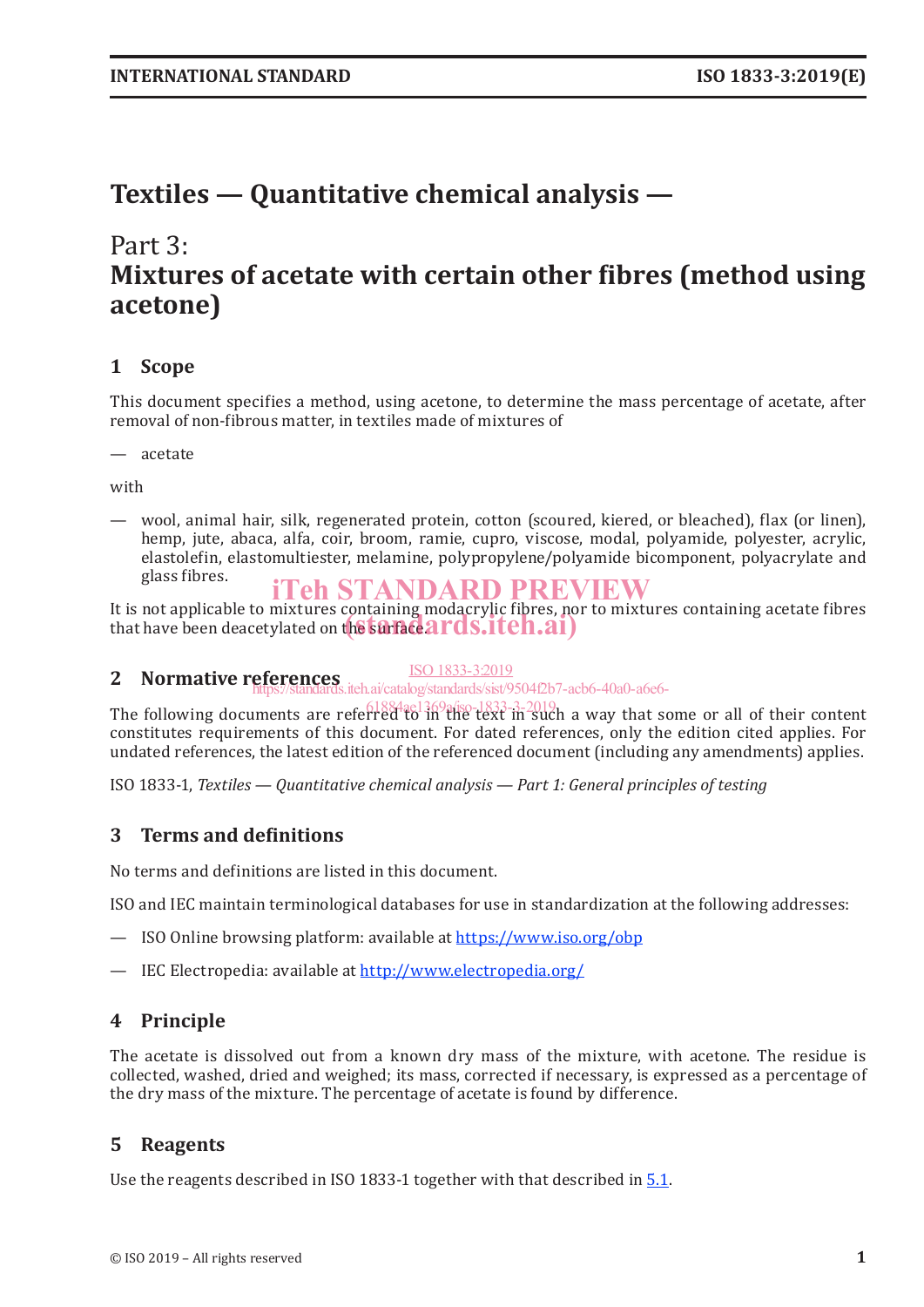# Textiles — Quantitative chemical analysis —

## Part 3: Mixtures of acetate with certain other fibres (method using acetone)

## 1 Scope

This document specifies a method, using acetone, to determine the mass percentage of acetate, after removal of non-fibrous matter, in textiles made of mixtures of

— acetate

with

— wool, animal hair, silk, regenerated protein, cotton (scoured, kiered, or bleached), flax (or linen), hemp, jute, abaca, alfa, coir, broom, ramie, cupro, viscose, modal, polyamide, polyester, acrylic, elastolefin, elastomultiester, melamine, polypropylene/polyamide bicomponent, polyacrylate and glass fibres.

It is not applicable to mixtures containing modacrylic fibres, nor to mixtures containing acetate fibres that have been deacetylated on the surface.

## 2 Normative references

The following documents are referred to in the text in such a way that some or all of their content constitutes requirements of this document. For dated references, only the edition cited applies. For undated references, the latest edition of the referenced document (including any amendments) applies.

ISO 1833-1, *Textiles — Quantitative chemical analysis — Part 1: General principles of testing*

## 3 Terms and definitions

No terms and definitions are listed in this document.

ISO and IEC maintain terminological databases for use in standardization at the following addresses:

— ISO Online browsing platform: available at https://www.iso.org/obp

— IEC Electropedia: available at http://www.electropedia.org/

## 4 Principle

The acetate is dissolved out from a known dry mass of the mixture, with acetone. The residue is collected, washed, dried and weighed; its mass, corrected if necessary, is expressed as a percentage of the dry mass of the mixture. The percentage of acetate is found by difference.

## 5 Reagents

Use the reagents described in ISO 1833-1 together with that described in 5.1.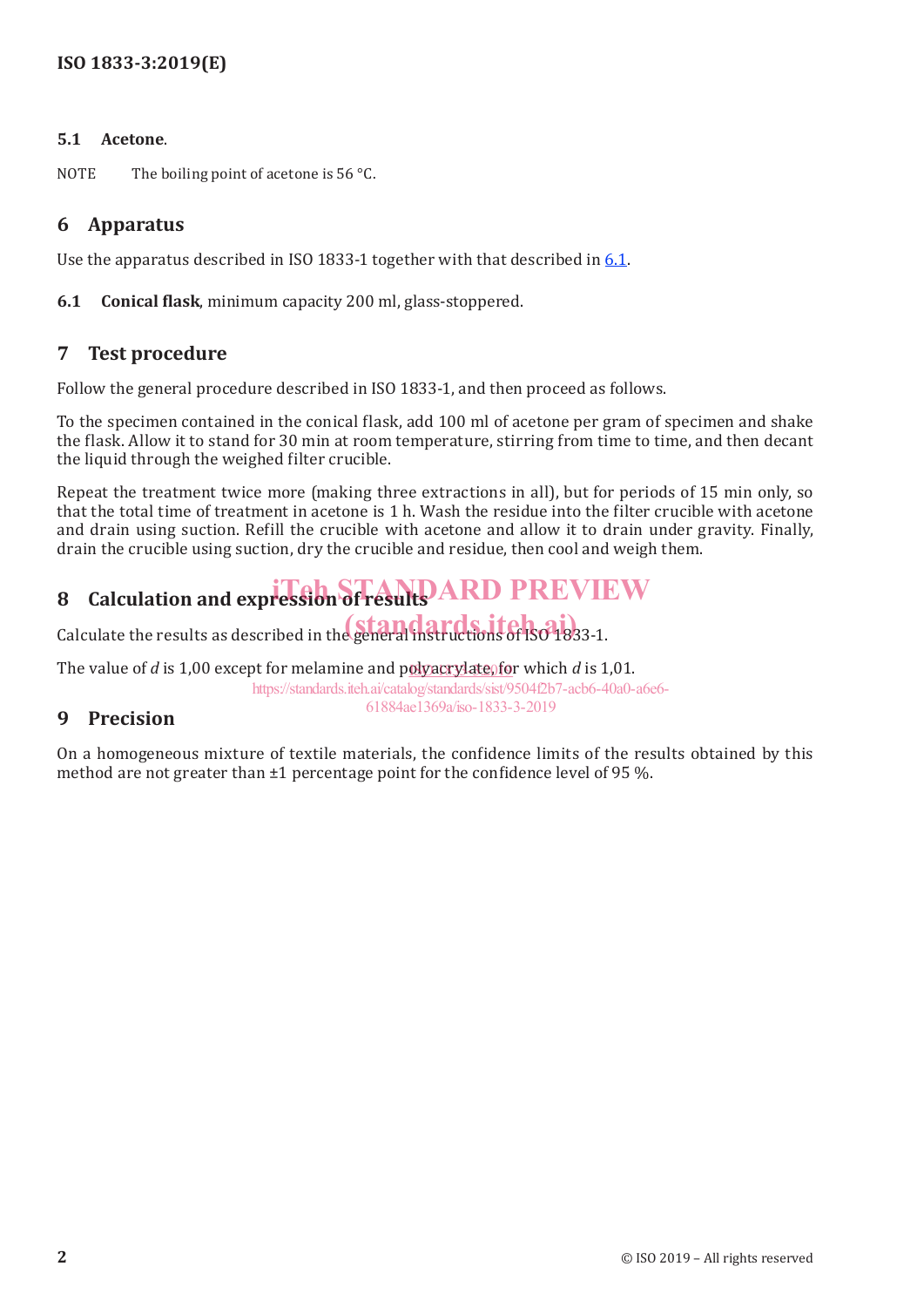### 5.1 Acetone.

NOTE The boiling point of acetone is 56 °C.

## 6 Apparatus

Use the apparatus described in ISO 1833-1 together with that described in 6.1.

**6.1 Conical flask**, minimum capacity 200 ml, glass-stoppered.

## 7 Test procedure

Follow the general procedure described in ISO 1833-1, and then proceed as follows.

To the specimen contained in the conical flask, add 100 ml of acetone per gram of specimen and shake the flask. Allow it to stand for 30 min at room temperature, stirring from time to time, and then decant the liquid through the weighed filter crucible.

Repeat the treatment twice more (making three extractions in all), but for periods of 15 min only, so that the total time of treatment in acetone is 1 h. Wash the residue into the filter crucible with acetone and drain using suction. Refill the crucible with acetone and allow it to drain under gravity. Finally, drain the crucible using suction, dry the crucible and residue, then cool and weigh them.

## 8 Calculation and expression of results

Calculate the results as described in the general instructions of ISO 1833-1.

The value of $d$ is 1,00 except for melamine and polyacrylate, for which $d$ is 1,01.

## 9 Precision

On a homogeneous mixture of textile materials, the confidence limits of the results obtained by this method are not greater than ±1 percentage point for the confidence level of 95 %.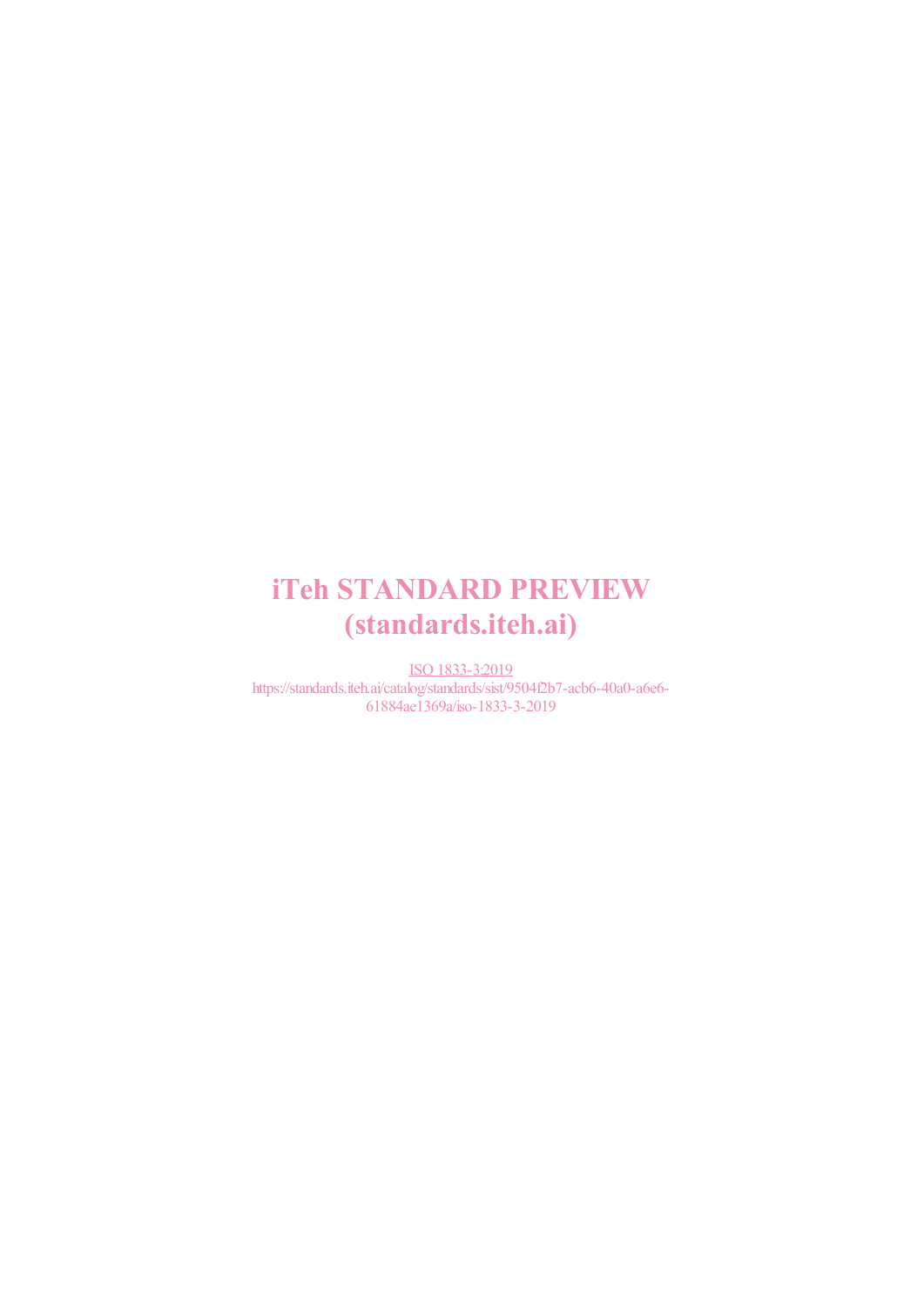iTeh STANDARD PREVIEW
(standards.iteh.ai)

ISO 1833-3:2019
https://standards.iteh.ai/catalog/standards/sist/9504f2b7-acb6-40a0-a6e6-61884ae1369a/iso-1833-3-2019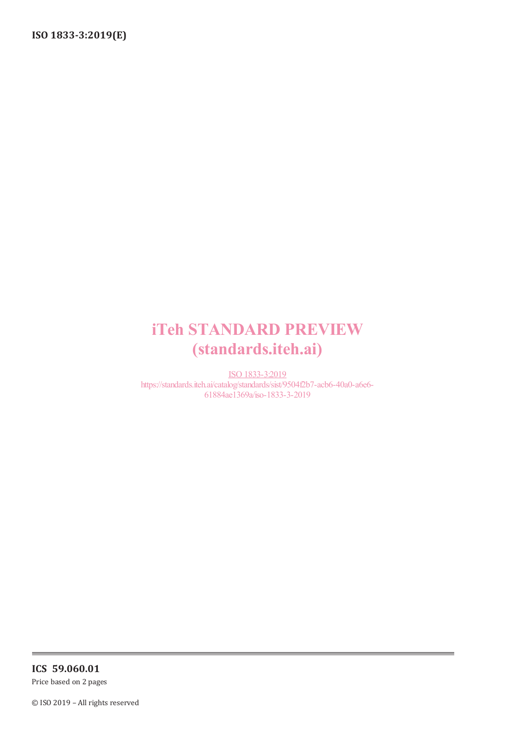iTeh STANDARD PREVIEW
(standards.iteh.ai)

ISO 1833-3:2019
https://standards.iteh.ai/catalog/standards/sist/9504f2b7-acb6-40a0-a6e6-61884ae1369a/iso-1833-3-2019

**ICS 59.060.01**

Price based on 2 pages